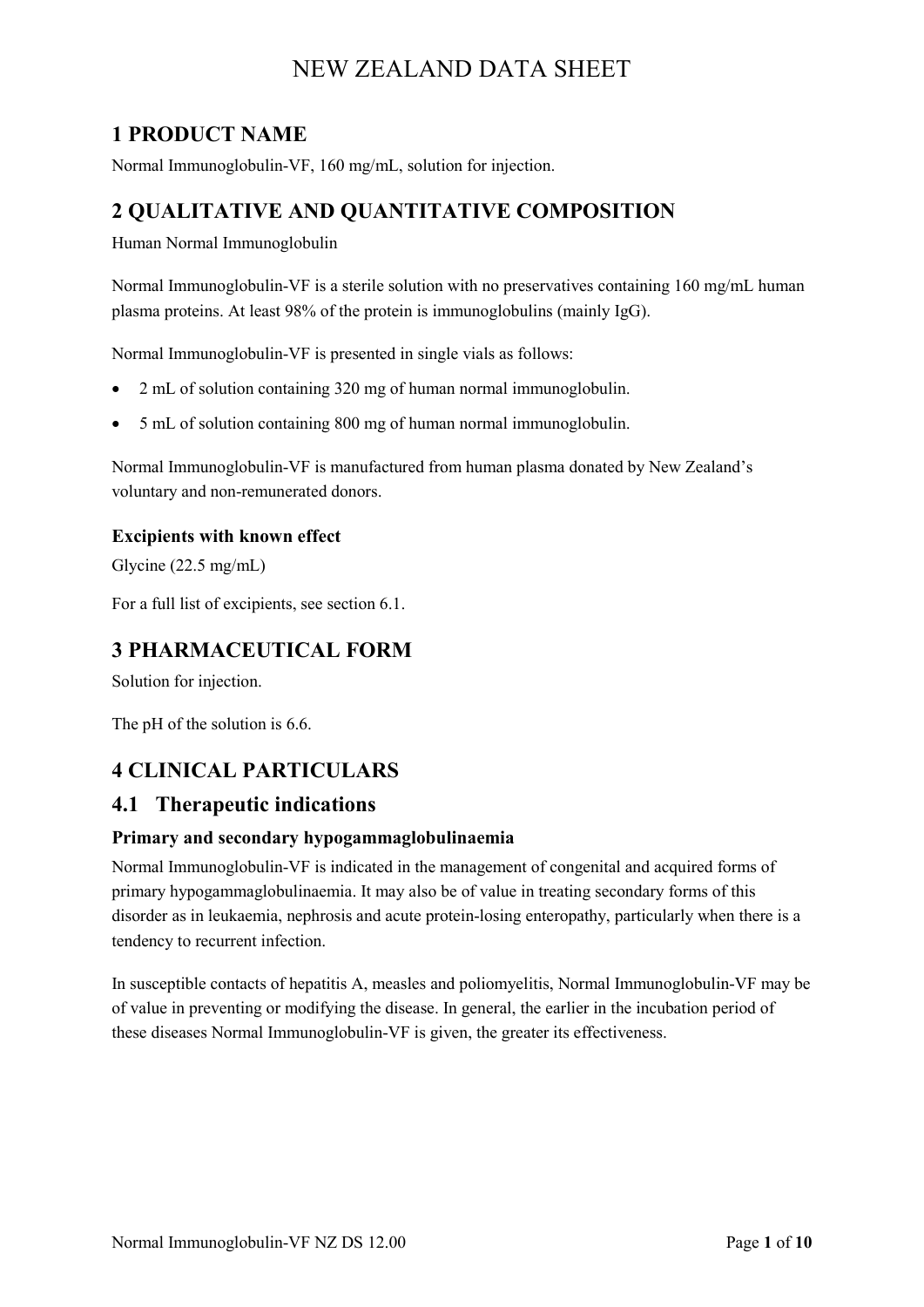# NEW ZEALAND DATA SHEET

## 1 PRODUCT NAME

Normal Immunoglobulin-VF, 160 mg/mL, solution for injection.

## 2 QUALITATIVE AND QUANTITATIVE COMPOSITION

Human Normal Immunoglobulin

Normal Immunoglobulin-VF is a sterile solution with no preservatives containing 160 mg/mL human plasma proteins. At least 98% of the protein is immunoglobulins (mainly IgG).

Normal Immunoglobulin-VF is presented in single vials as follows:

- 2 mL of solution containing 320 mg of human normal immunoglobulin.
- 5 mL of solution containing 800 mg of human normal immunoglobulin.

Normal Immunoglobulin-VF is manufactured from human plasma donated by New Zealand's voluntary and non-remunerated donors.

### Excipients with known effect

Glycine (22.5 mg/mL)

For a full list of excipients, see section 6.1.

## 3 PHARMACEUTICAL FORM

Solution for injection.

The pH of the solution is 6.6.

## 4 CLINICAL PARTICULARS

## 4.1 Therapeutic indications

### Primary and secondary hypogammaglobulinaemia

Normal Immunoglobulin-VF is indicated in the management of congenital and acquired forms of primary hypogammaglobulinaemia. It may also be of value in treating secondary forms of this disorder as in leukaemia, nephrosis and acute protein-losing enteropathy, particularly when there is a tendency to recurrent infection.

In susceptible contacts of hepatitis A, measles and poliomyelitis, Normal Immunoglobulin-VF may be of value in preventing or modifying the disease. In general, the earlier in the incubation period of these diseases Normal Immunoglobulin-VF is given, the greater its effectiveness.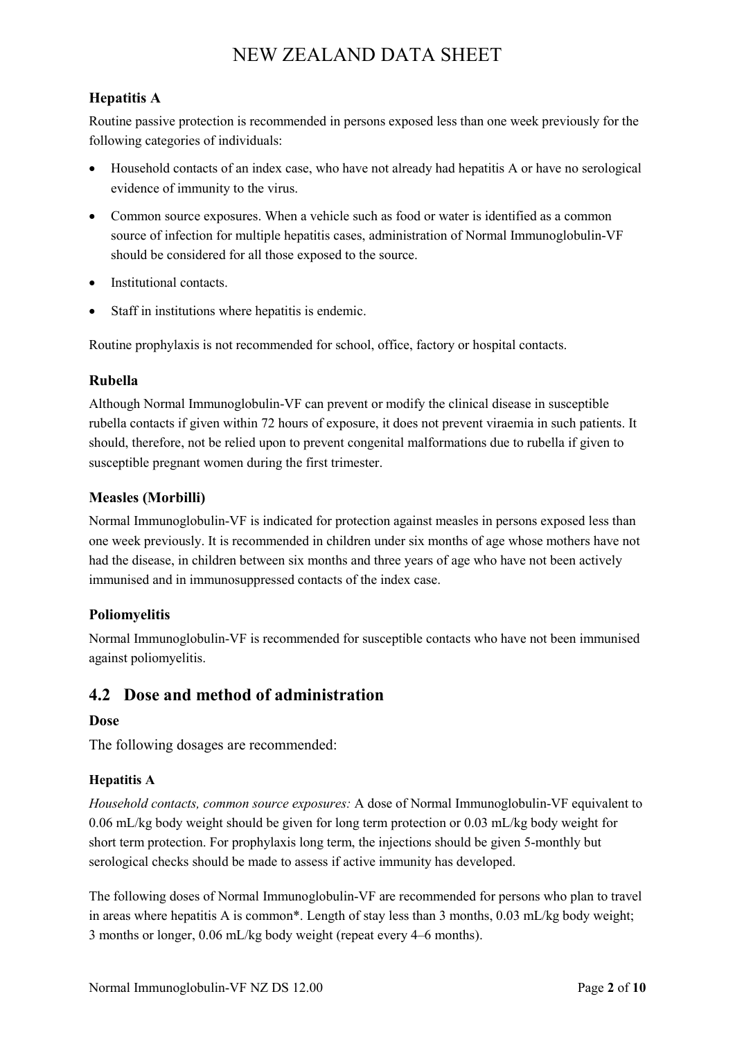### Hepatitis A

Routine passive protection is recommended in persons exposed less than one week previously for the following categories of individuals:

- Household contacts of an index case, who have not already had hepatitis A or have no serological evidence of immunity to the virus.
- Common source exposures. When a vehicle such as food or water is identified as a common source of infection for multiple hepatitis cases, administration of Normal Immunoglobulin-VF should be considered for all those exposed to the source.
- Institutional contacts.
- Staff in institutions where hepatitis is endemic.

Routine prophylaxis is not recommended for school, office, factory or hospital contacts.

### Rubella

Although Normal Immunoglobulin-VF can prevent or modify the clinical disease in susceptible rubella contacts if given within 72 hours of exposure, it does not prevent viraemia in such patients. It should, therefore, not be relied upon to prevent congenital malformations due to rubella if given to susceptible pregnant women during the first trimester.

### Measles (Morbilli)

Normal Immunoglobulin-VF is indicated for protection against measles in persons exposed less than one week previously. It is recommended in children under six months of age whose mothers have not had the disease, in children between six months and three years of age who have not been actively immunised and in immunosuppressed contacts of the index case.

### Poliomyelitis

Normal Immunoglobulin-VF is recommended for susceptible contacts who have not been immunised against poliomyelitis.

## 4.2 Dose and method of administration

### Dose

The following dosages are recommended:

#### Hepatitis A

*Household contacts, common source exposures:* A dose of Normal Immunoglobulin-VF equivalent to 0.06 mL/kg body weight should be given for long term protection or 0.03 mL/kg body weight for short term protection. For prophylaxis long term, the injections should be given 5-monthly but serological checks should be made to assess if active immunity has developed.

The following doses of Normal Immunoglobulin-VF are recommended for persons who plan to travel in areas where hepatitis A is common*. Length of stay less than 3 months, 0.03 mL/kg body weight; 3 months or longer, 0.06 mL/kg body weight (repeat every 4–6 months).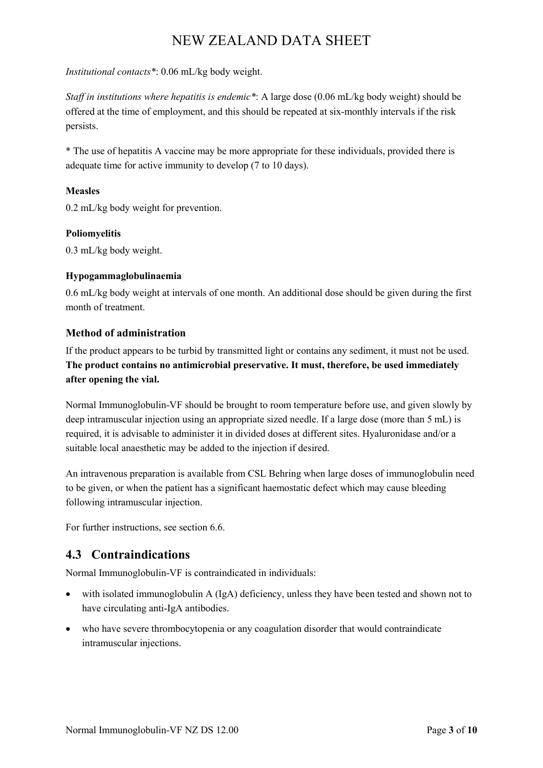*Institutional contacts**: 0.06 mL/kg body weight.

*Staff in institutions where hepatitis is endemic**: A large dose (0.06 mL/kg body weight) should be offered at the time of employment, and this should be repeated at six-monthly intervals if the risk persists.

* The use of hepatitis A vaccine may be more appropriate for these individuals, provided there is adequate time for active immunity to develop (7 to 10 days).

**Measles**

0.2 mL/kg body weight for prevention.

**Poliomyelitis**

0.3 mL/kg body weight.

**Hypogammaglobulinaemia**

0.6 mL/kg body weight at intervals of one month. An additional dose should be given during the first month of treatment.

### Method of administration

If the product appears to be turbid by transmitted light or contains any sediment, it must not be used. **The product contains no antimicrobial preservative. It must, therefore, be used immediately after opening the vial.**

Normal Immunoglobulin-VF should be brought to room temperature before use, and given slowly by deep intramuscular injection using an appropriate sized needle. If a large dose (more than 5 mL) is required, it is advisable to administer it in divided doses at different sites. Hyaluronidase and/or a suitable local anaesthetic may be added to the injection if desired.

An intravenous preparation is available from CSL Behring when large doses of immunoglobulin need to be given, or when the patient has a significant haemostatic defect which may cause bleeding following intramuscular injection.

For further instructions, see section 6.6.

## 4.3 Contraindications

Normal Immunoglobulin-VF is contraindicated in individuals:

- with isolated immunoglobulin A (IgA) deficiency, unless they have been tested and shown not to have circulating anti-IgA antibodies.
- who have severe thrombocytopenia or any coagulation disorder that would contraindicate intramuscular injections.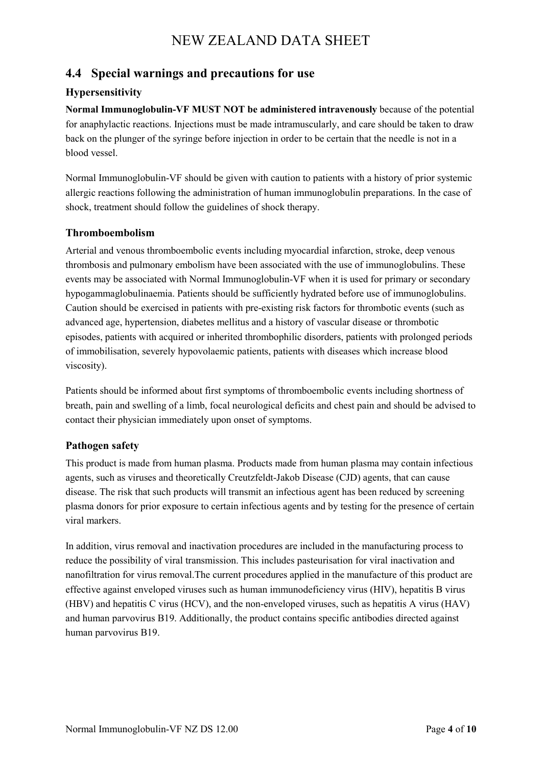## 4.4 Special warnings and precautions for use

### Hypersensitivity

**Normal Immunoglobulin-VF MUST NOT be administered intravenously** because of the potential for anaphylactic reactions. Injections must be made intramuscularly, and care should be taken to draw back on the plunger of the syringe before injection in order to be certain that the needle is not in a blood vessel.

Normal Immunoglobulin-VF should be given with caution to patients with a history of prior systemic allergic reactions following the administration of human immunoglobulin preparations. In the case of shock, treatment should follow the guidelines of shock therapy.

### Thromboembolism

Arterial and venous thromboembolic events including myocardial infarction, stroke, deep venous thrombosis and pulmonary embolism have been associated with the use of immunoglobulins. These events may be associated with Normal Immunoglobulin-VF when it is used for primary or secondary hypogammaglobulinaemia. Patients should be sufficiently hydrated before use of immunoglobulins. Caution should be exercised in patients with pre-existing risk factors for thrombotic events (such as advanced age, hypertension, diabetes mellitus and a history of vascular disease or thrombotic episodes, patients with acquired or inherited thrombophilic disorders, patients with prolonged periods of immobilisation, severely hypovolaemic patients, patients with diseases which increase blood viscosity).

Patients should be informed about first symptoms of thromboembolic events including shortness of breath, pain and swelling of a limb, focal neurological deficits and chest pain and should be advised to contact their physician immediately upon onset of symptoms.

### Pathogen safety

This product is made from human plasma. Products made from human plasma may contain infectious agents, such as viruses and theoretically Creutzfeldt-Jakob Disease (CJD) agents, that can cause disease. The risk that such products will transmit an infectious agent has been reduced by screening plasma donors for prior exposure to certain infectious agents and by testing for the presence of certain viral markers.

In addition, virus removal and inactivation procedures are included in the manufacturing process to reduce the possibility of viral transmission. This includes pasteurisation for viral inactivation and nanofiltration for virus removal.The current procedures applied in the manufacture of this product are effective against enveloped viruses such as human immunodeficiency virus (HIV), hepatitis B virus (HBV) and hepatitis C virus (HCV), and the non-enveloped viruses, such as hepatitis A virus (HAV) and human parvovirus B19. Additionally, the product contains specific antibodies directed against human parvovirus B19.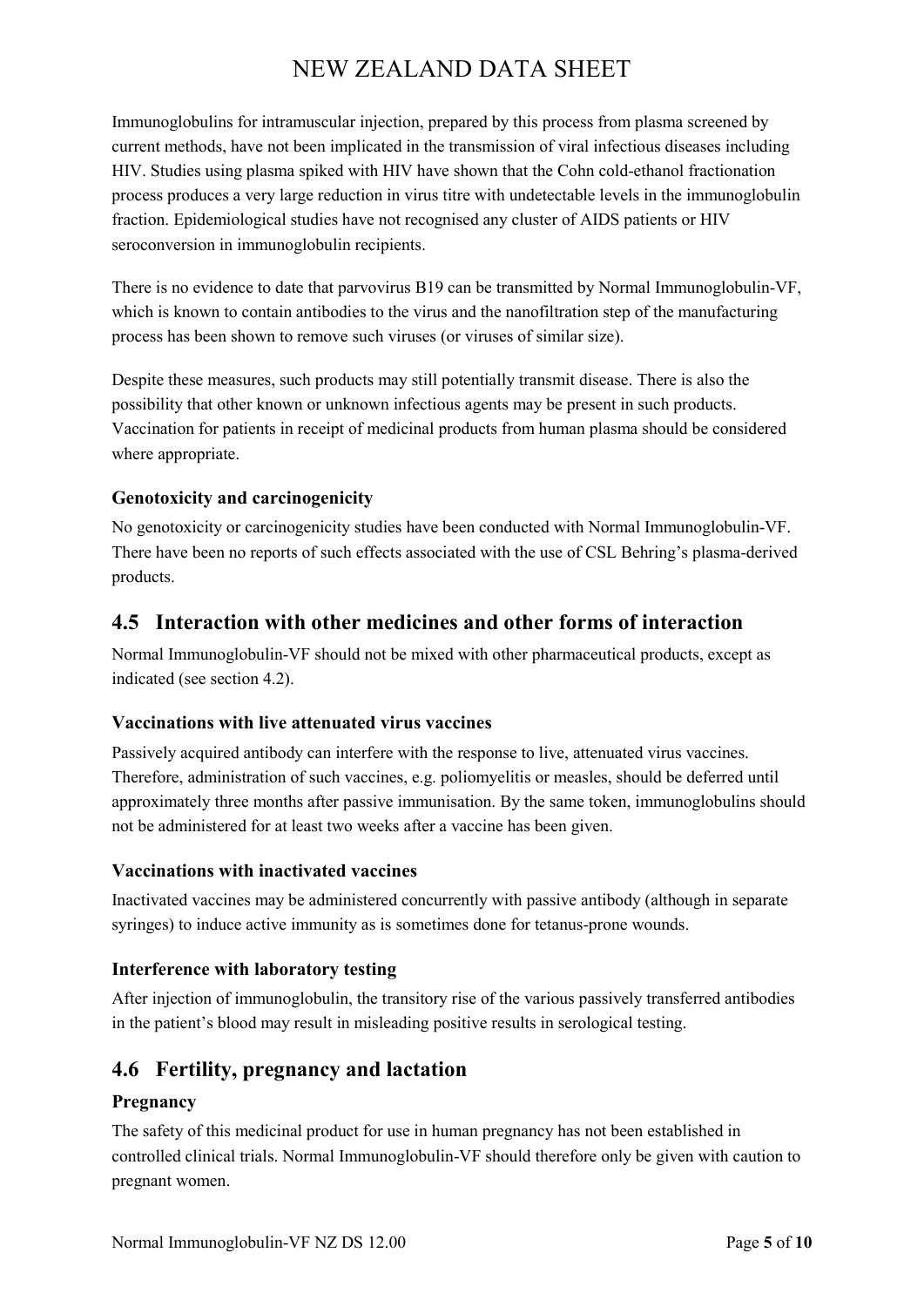Immunoglobulins for intramuscular injection, prepared by this process from plasma screened by current methods, have not been implicated in the transmission of viral infectious diseases including HIV. Studies using plasma spiked with HIV have shown that the Cohn cold-ethanol fractionation process produces a very large reduction in virus titre with undetectable levels in the immunoglobulin fraction. Epidemiological studies have not recognised any cluster of AIDS patients or HIV seroconversion in immunoglobulin recipients.

There is no evidence to date that parvovirus B19 can be transmitted by Normal Immunoglobulin-VF, which is known to contain antibodies to the virus and the nanofiltration step of the manufacturing process has been shown to remove such viruses (or viruses of similar size).

Despite these measures, such products may still potentially transmit disease. There is also the possibility that other known or unknown infectious agents may be present in such products. Vaccination for patients in receipt of medicinal products from human plasma should be considered where appropriate.

### Genotoxicity and carcinogenicity

No genotoxicity or carcinogenicity studies have been conducted with Normal Immunoglobulin-VF. There have been no reports of such effects associated with the use of CSL Behring's plasma-derived products.

## 4.5 Interaction with other medicines and other forms of interaction

Normal Immunoglobulin-VF should not be mixed with other pharmaceutical products, except as indicated (see section 4.2).

### Vaccinations with live attenuated virus vaccines

Passively acquired antibody can interfere with the response to live, attenuated virus vaccines. Therefore, administration of such vaccines, e.g. poliomyelitis or measles, should be deferred until approximately three months after passive immunisation. By the same token, immunoglobulins should not be administered for at least two weeks after a vaccine has been given.

### Vaccinations with inactivated vaccines

Inactivated vaccines may be administered concurrently with passive antibody (although in separate syringes) to induce active immunity as is sometimes done for tetanus-prone wounds.

### Interference with laboratory testing

After injection of immunoglobulin, the transitory rise of the various passively transferred antibodies in the patient's blood may result in misleading positive results in serological testing.

## 4.6 Fertility, pregnancy and lactation

### Pregnancy

The safety of this medicinal product for use in human pregnancy has not been established in controlled clinical trials. Normal Immunoglobulin-VF should therefore only be given with caution to pregnant women.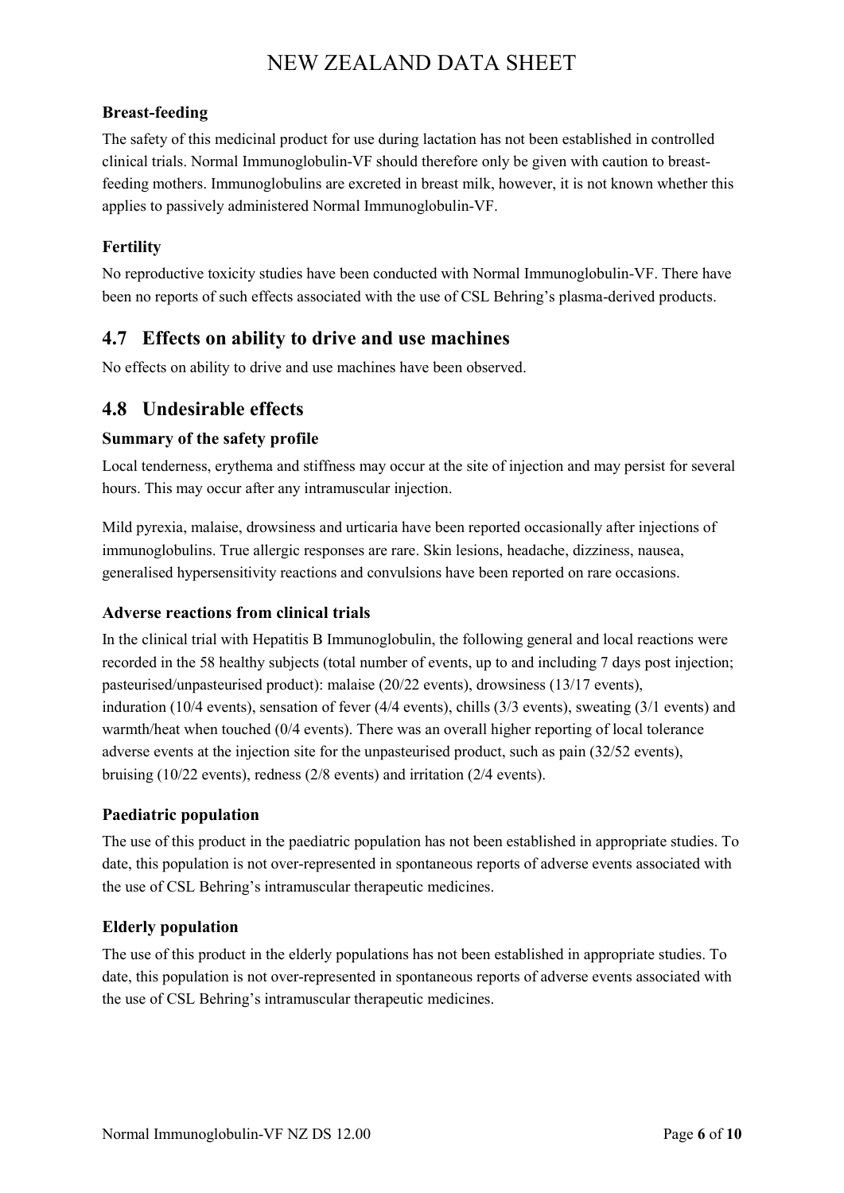### Breast-feeding

The safety of this medicinal product for use during lactation has not been established in controlled clinical trials. Normal Immunoglobulin-VF should therefore only be given with caution to breast-feeding mothers. Immunoglobulins are excreted in breast milk, however, it is not known whether this applies to passively administered Normal Immunoglobulin-VF.

### Fertility

No reproductive toxicity studies have been conducted with Normal Immunoglobulin-VF. There have been no reports of such effects associated with the use of CSL Behring's plasma-derived products.

## 4.7 Effects on ability to drive and use machines

No effects on ability to drive and use machines have been observed.

## 4.8 Undesirable effects

### Summary of the safety profile

Local tenderness, erythema and stiffness may occur at the site of injection and may persist for several hours. This may occur after any intramuscular injection.

Mild pyrexia, malaise, drowsiness and urticaria have been reported occasionally after injections of immunoglobulins. True allergic responses are rare. Skin lesions, headache, dizziness, nausea, generalised hypersensitivity reactions and convulsions have been reported on rare occasions.

### Adverse reactions from clinical trials

In the clinical trial with Hepatitis B Immunoglobulin, the following general and local reactions were recorded in the 58 healthy subjects (total number of events, up to and including 7 days post injection; pasteurised/unpasteurised product): malaise (20/22 events), drowsiness (13/17 events), induration (10/4 events), sensation of fever (4/4 events), chills (3/3 events), sweating (3/1 events) and warmth/heat when touched (0/4 events). There was an overall higher reporting of local tolerance adverse events at the injection site for the unpasteurised product, such as pain (32/52 events), bruising (10/22 events), redness (2/8 events) and irritation (2/4 events).

### Paediatric population

The use of this product in the paediatric population has not been established in appropriate studies. To date, this population is not over-represented in spontaneous reports of adverse events associated with the use of CSL Behring's intramuscular therapeutic medicines.

### Elderly population

The use of this product in the elderly populations has not been established in appropriate studies. To date, this population is not over-represented in spontaneous reports of adverse events associated with the use of CSL Behring's intramuscular therapeutic medicines.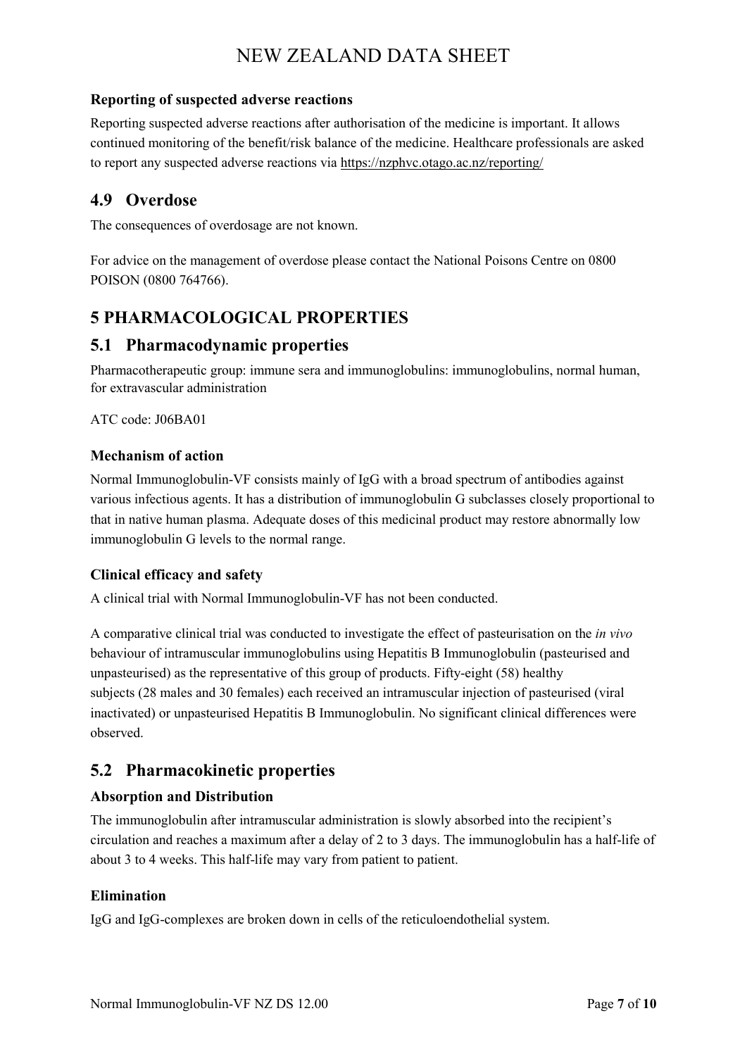### Reporting of suspected adverse reactions

Reporting suspected adverse reactions after authorisation of the medicine is important. It allows continued monitoring of the benefit/risk balance of the medicine. Healthcare professionals are asked to report any suspected adverse reactions via https://nzphvc.otago.ac.nz/reporting/

## 4.9 Overdose

The consequences of overdosage are not known.

For advice on the management of overdose please contact the National Poisons Centre on 0800 POISON (0800 764766).

# 5 PHARMACOLOGICAL PROPERTIES

## 5.1 Pharmacodynamic properties

Pharmacotherapeutic group: immune sera and immunoglobulins: immunoglobulins, normal human, for extravascular administration

ATC code: J06BA01

### Mechanism of action

Normal Immunoglobulin-VF consists mainly of IgG with a broad spectrum of antibodies against various infectious agents. It has a distribution of immunoglobulin G subclasses closely proportional to that in native human plasma. Adequate doses of this medicinal product may restore abnormally low immunoglobulin G levels to the normal range.

### Clinical efficacy and safety

A clinical trial with Normal Immunoglobulin-VF has not been conducted.

A comparative clinical trial was conducted to investigate the effect of pasteurisation on the *in vivo* behaviour of intramuscular immunoglobulins using Hepatitis B Immunoglobulin (pasteurised and unpasteurised) as the representative of this group of products. Fifty-eight (58) healthy subjects (28 males and 30 females) each received an intramuscular injection of pasteurised (viral inactivated) or unpasteurised Hepatitis B Immunoglobulin. No significant clinical differences were observed.

## 5.2 Pharmacokinetic properties

### Absorption and Distribution

The immunoglobulin after intramuscular administration is slowly absorbed into the recipient's circulation and reaches a maximum after a delay of 2 to 3 days. The immunoglobulin has a half-life of about 3 to 4 weeks. This half-life may vary from patient to patient.

### Elimination

IgG and IgG-complexes are broken down in cells of the reticuloendothelial system.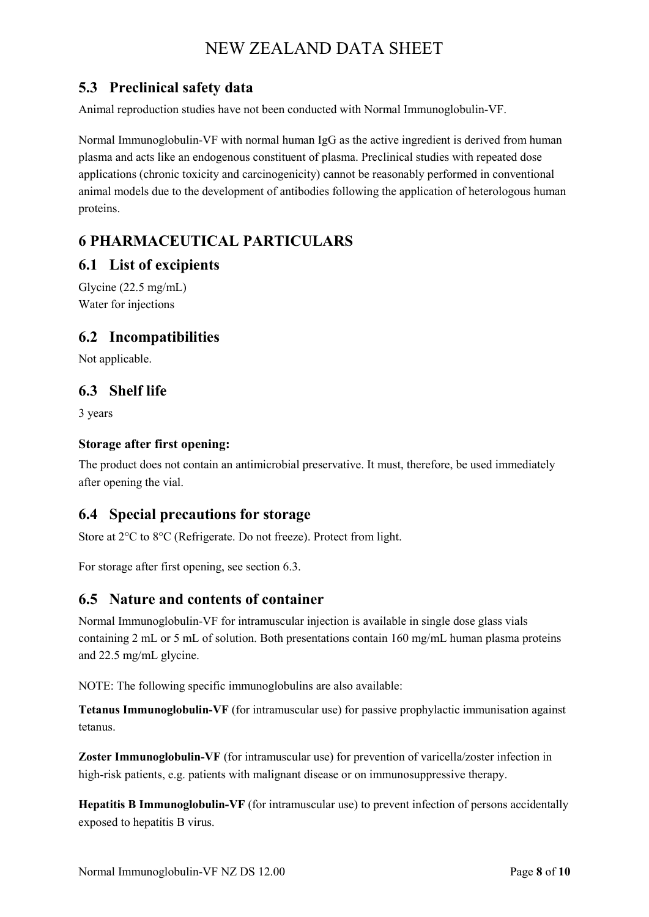## 5.3 Preclinical safety data

Animal reproduction studies have not been conducted with Normal Immunoglobulin-VF.

Normal Immunoglobulin-VF with normal human IgG as the active ingredient is derived from human plasma and acts like an endogenous constituent of plasma. Preclinical studies with repeated dose applications (chronic toxicity and carcinogenicity) cannot be reasonably performed in conventional animal models due to the development of antibodies following the application of heterologous human proteins.

# 6 PHARMACEUTICAL PARTICULARS

## 6.1 List of excipients

Glycine (22.5 mg/mL)
Water for injections

## 6.2 Incompatibilities

Not applicable.

## 6.3 Shelf life

3 years

### Storage after first opening:

The product does not contain an antimicrobial preservative. It must, therefore, be used immediately after opening the vial.

## 6.4 Special precautions for storage

Store at 2°C to 8°C (Refrigerate. Do not freeze). Protect from light.

For storage after first opening, see section 6.3.

## 6.5 Nature and contents of container

Normal Immunoglobulin-VF for intramuscular injection is available in single dose glass vials containing 2 mL or 5 mL of solution. Both presentations contain 160 mg/mL human plasma proteins and 22.5 mg/mL glycine.

NOTE: The following specific immunoglobulins are also available:

**Tetanus Immunoglobulin-VF** (for intramuscular use) for passive prophylactic immunisation against tetanus.

**Zoster Immunoglobulin-VF** (for intramuscular use) for prevention of varicella/zoster infection in high-risk patients, e.g. patients with malignant disease or on immunosuppressive therapy.

**Hepatitis B Immunoglobulin-VF** (for intramuscular use) to prevent infection of persons accidentally exposed to hepatitis B virus.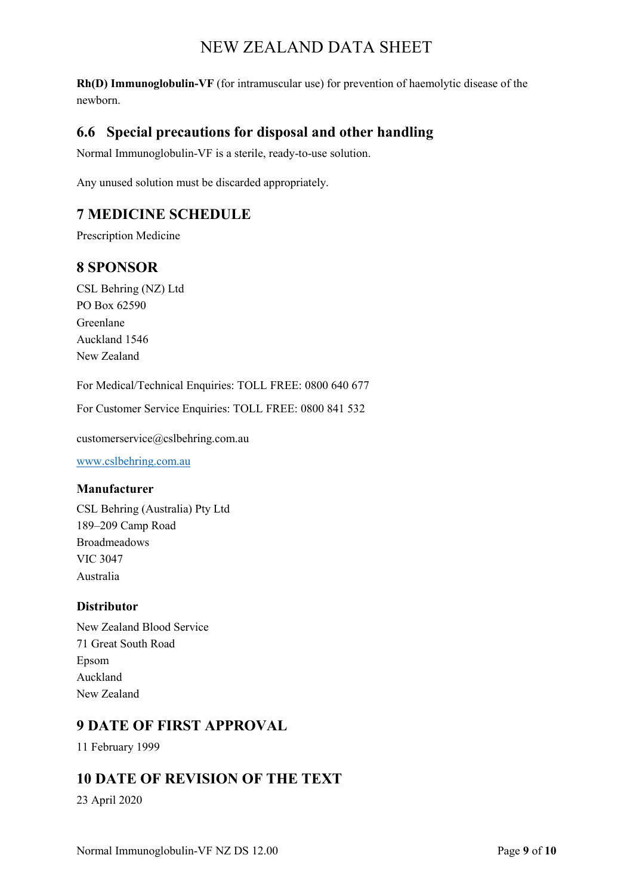**Rh(D) Immunoglobulin-VF** (for intramuscular use) for prevention of haemolytic disease of the newborn.

## 6.6 Special precautions for disposal and other handling

Normal Immunoglobulin-VF is a sterile, ready-to-use solution.

Any unused solution must be discarded appropriately.

# 7 MEDICINE SCHEDULE

Prescription Medicine

# 8 SPONSOR

CSL Behring (NZ) Ltd
PO Box 62590
Greenlane
Auckland 1546
New Zealand

For Medical/Technical Enquiries: TOLL FREE: 0800 640 677

For Customer Service Enquiries: TOLL FREE: 0800 841 532

customerservice@cslbehring.com.au

www.cslbehring.com.au

### Manufacturer

CSL Behring (Australia) Pty Ltd
189–209 Camp Road
Broadmeadows
VIC 3047
Australia

### Distributor

New Zealand Blood Service
71 Great South Road
Epsom
Auckland
New Zealand

# 9 DATE OF FIRST APPROVAL

11 February 1999

# 10 DATE OF REVISION OF THE TEXT

23 April 2020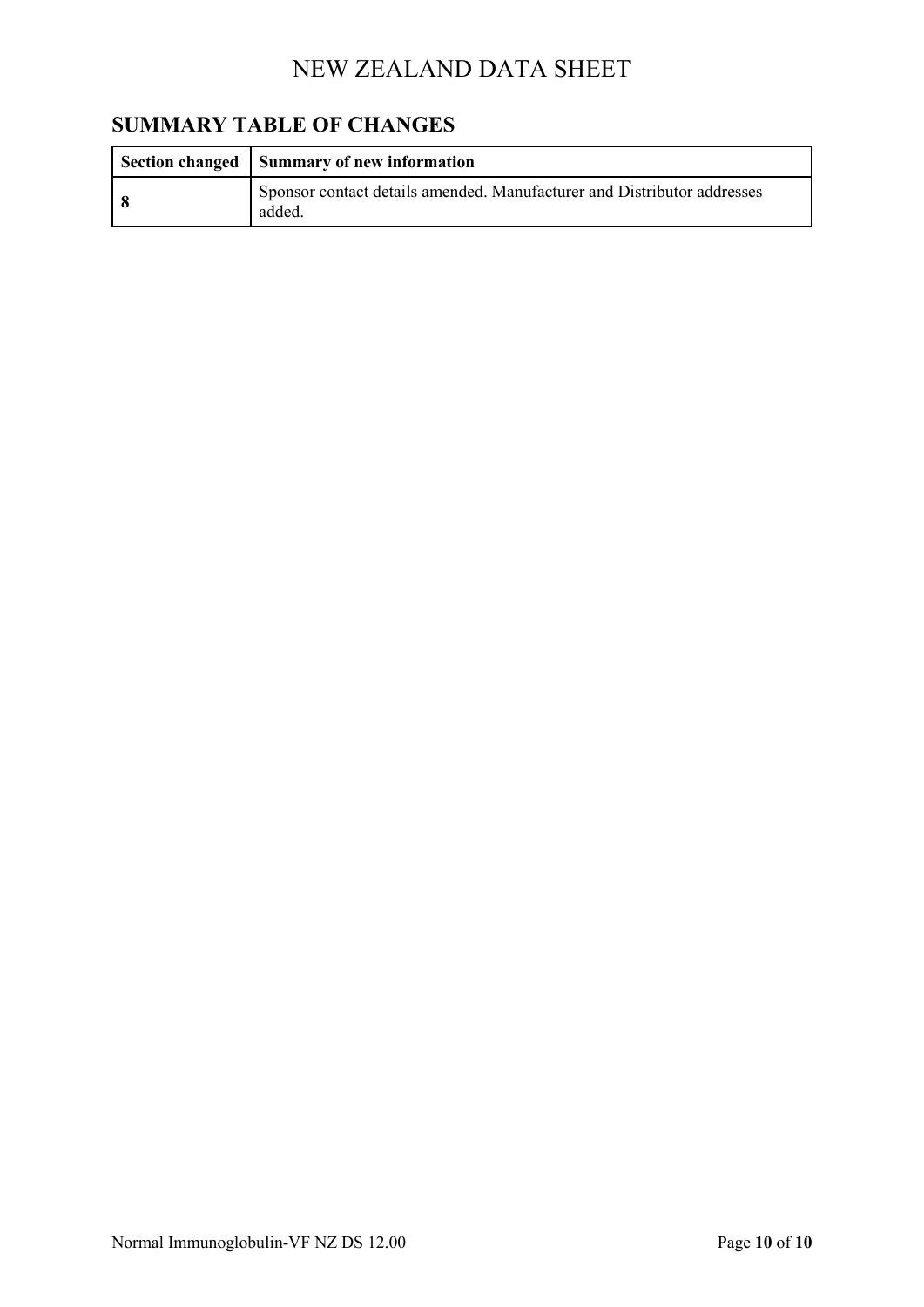## SUMMARY TABLE OF CHANGES

| Section changed | Summary of new information |
|---|---|
| **8** | Sponsor contact details amended. Manufacturer and Distributor addresses added. |